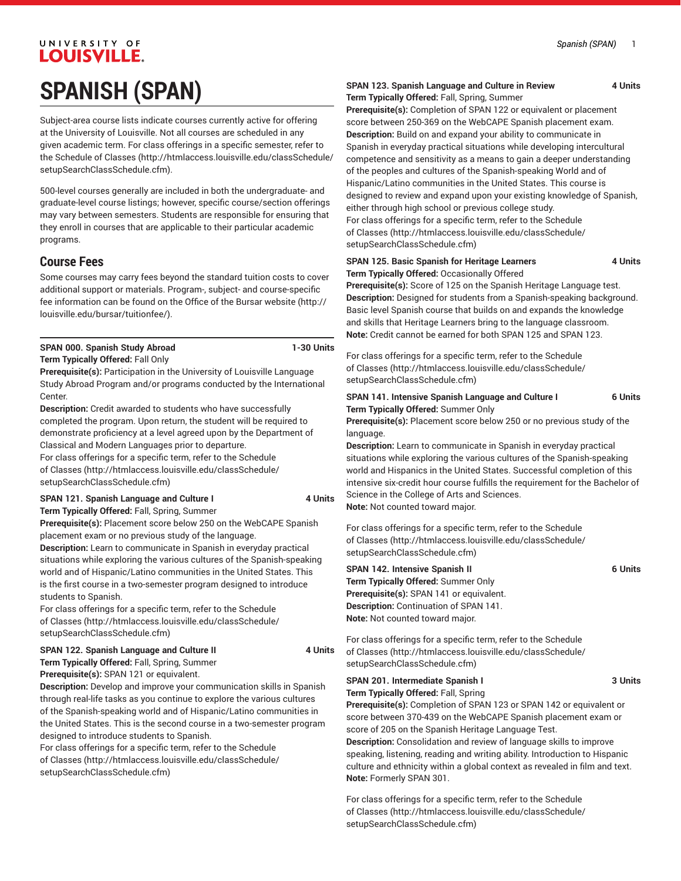# SPANISH (SPAN)

Subject-area course lists indicate courses currently active for offering at the University of Louisville. Not all courses are scheduled in any given academic term. For class offerings in a specific semester, refer to the Schedule of Classes (http://htmlaccess.louisville.edu/classSchedule/setupSearchClassSchedule.cfm).

500-level courses generally are included in both the undergraduate- and graduate-level course listings; however, specific course/section offerings may vary between semesters. Students are responsible for ensuring that they enroll in courses that are applicable to their particular academic programs.

## Course Fees

Some courses may carry fees beyond the standard tuition costs to cover additional support or materials. Program-, subject- and course-specific fee information can be found on the Office of the Bursar website (http://louisville.edu/bursar/tuitionfee/).

**SPAN 000. Spanish Study Abroad 1-30 Units**

**Term Typically Offered:** Fall Only

**Prerequisite(s):** Participation in the University of Louisville Language Study Abroad Program and/or programs conducted by the International Center.

**Description:** Credit awarded to students who have successfully completed the program. Upon return, the student will be required to demonstrate proficiency at a level agreed upon by the Department of Classical and Modern Languages prior to departure.

For class offerings for a specific term, refer to the Schedule of Classes (http://htmlaccess.louisville.edu/classSchedule/setupSearchClassSchedule.cfm)

**SPAN 121. Spanish Language and Culture I 4 Units**

**Term Typically Offered:** Fall, Spring, Summer

**Prerequisite(s):** Placement score below 250 on the WebCAPE Spanish placement exam or no previous study of the language.

**Description:** Learn to communicate in Spanish in everyday practical situations while exploring the various cultures of the Spanish-speaking world and of Hispanic/Latino communities in the United States. This is the first course in a two-semester program designed to introduce students to Spanish.

For class offerings for a specific term, refer to the Schedule of Classes (http://htmlaccess.louisville.edu/classSchedule/setupSearchClassSchedule.cfm)

**SPAN 122. Spanish Language and Culture II 4 Units**

**Term Typically Offered:** Fall, Spring, Summer

**Prerequisite(s):** SPAN 121 or equivalent.

**Description:** Develop and improve your communication skills in Spanish through real-life tasks as you continue to explore the various cultures of the Spanish-speaking world and of Hispanic/Latino communities in the United States. This is the second course in a two-semester program designed to introduce students to Spanish.

For class offerings for a specific term, refer to the Schedule of Classes (http://htmlaccess.louisville.edu/classSchedule/setupSearchClassSchedule.cfm)

**SPAN 123. Spanish Language and Culture in Review 4 Units**

**Term Typically Offered:** Fall, Spring, Summer

**Prerequisite(s):** Completion of SPAN 122 or equivalent or placement score between 250-369 on the WebCAPE Spanish placement exam.

**Description:** Build on and expand your ability to communicate in Spanish in everyday practical situations while developing intercultural competence and sensitivity as a means to gain a deeper understanding of the peoples and cultures of the Spanish-speaking World and of Hispanic/Latino communities in the United States. This course is designed to review and expand upon your existing knowledge of Spanish, either through high school or previous college study.

For class offerings for a specific term, refer to the Schedule of Classes (http://htmlaccess.louisville.edu/classSchedule/setupSearchClassSchedule.cfm)

**SPAN 125. Basic Spanish for Heritage Learners 4 Units**

**Term Typically Offered:** Occasionally Offered

**Prerequisite(s):** Score of 125 on the Spanish Heritage Language test.

**Description:** Designed for students from a Spanish-speaking background. Basic level Spanish course that builds on and expands the knowledge and skills that Heritage Learners bring to the language classroom.

**Note:** Credit cannot be earned for both SPAN 125 and SPAN 123.

For class offerings for a specific term, refer to the Schedule of Classes (http://htmlaccess.louisville.edu/classSchedule/setupSearchClassSchedule.cfm)

**SPAN 141. Intensive Spanish Language and Culture I 6 Units**

**Term Typically Offered:** Summer Only

**Prerequisite(s):** Placement score below 250 or no previous study of the language.

**Description:** Learn to communicate in Spanish in everyday practical situations while exploring the various cultures of the Spanish-speaking world and Hispanics in the United States. Successful completion of this intensive six-credit hour course fulfills the requirement for the Bachelor of Science in the College of Arts and Sciences.

**Note:** Not counted toward major.

For class offerings for a specific term, refer to the Schedule of Classes (http://htmlaccess.louisville.edu/classSchedule/setupSearchClassSchedule.cfm)

**SPAN 142. Intensive Spanish II 6 Units**

**Term Typically Offered:** Summer Only

**Prerequisite(s):** SPAN 141 or equivalent.

**Description:** Continuation of SPAN 141.

**Note:** Not counted toward major.

For class offerings for a specific term, refer to the Schedule of Classes (http://htmlaccess.louisville.edu/classSchedule/setupSearchClassSchedule.cfm)

**SPAN 201. Intermediate Spanish I 3 Units**

**Term Typically Offered:** Fall, Spring

**Prerequisite(s):** Completion of SPAN 123 or SPAN 142 or equivalent or score between 370-439 on the WebCAPE Spanish placement exam or score of 205 on the Spanish Heritage Language Test.

**Description:** Consolidation and review of language skills to improve speaking, listening, reading and writing ability. Introduction to Hispanic culture and ethnicity within a global context as revealed in film and text.

**Note:** Formerly SPAN 301.

For class offerings for a specific term, refer to the Schedule of Classes (http://htmlaccess.louisville.edu/classSchedule/setupSearchClassSchedule.cfm)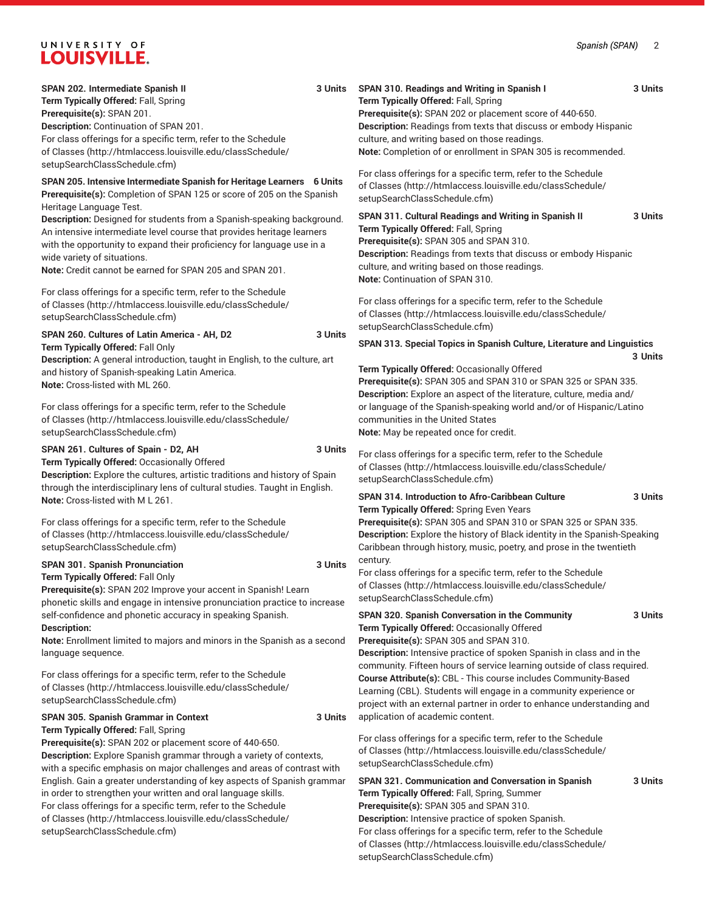**SPAN 202. Intermediate Spanish II** 3 Units
**Term Typically Offered:** Fall, Spring
**Prerequisite(s):** SPAN 201.
**Description:** Continuation of SPAN 201.
For class offerings for a specific term, refer to the Schedule of Classes (http://htmlaccess.louisville.edu/classSchedule/setupSearchClassSchedule.cfm)

**SPAN 205. Intensive Intermediate Spanish for Heritage Learners** 6 Units
**Prerequisite(s):** Completion of SPAN 125 or score of 205 on the Spanish Heritage Language Test.
**Description:** Designed for students from a Spanish-speaking background. An intensive intermediate level course that provides heritage learners with the opportunity to expand their proficiency for language use in a wide variety of situations.
**Note:** Credit cannot be earned for SPAN 205 and SPAN 201.

For class offerings for a specific term, refer to the Schedule of Classes (http://htmlaccess.louisville.edu/classSchedule/setupSearchClassSchedule.cfm)

**SPAN 260. Cultures of Latin America - AH, D2** 3 Units
**Term Typically Offered:** Fall Only
**Description:** A general introduction, taught in English, to the culture, art and history of Spanish-speaking Latin America.
**Note:** Cross-listed with ML 260.

For class offerings for a specific term, refer to the Schedule of Classes (http://htmlaccess.louisville.edu/classSchedule/setupSearchClassSchedule.cfm)

**SPAN 261. Cultures of Spain - D2, AH** 3 Units
**Term Typically Offered:** Occasionally Offered
**Description:** Explore the cultures, artistic traditions and history of Spain through the interdisciplinary lens of cultural studies. Taught in English.
**Note:** Cross-listed with M L 261.

For class offerings for a specific term, refer to the Schedule of Classes (http://htmlaccess.louisville.edu/classSchedule/setupSearchClassSchedule.cfm)

**SPAN 301. Spanish Pronunciation** 3 Units
**Term Typically Offered:** Fall Only
**Prerequisite(s):** SPAN 202 Improve your accent in Spanish! Learn phonetic skills and engage in intensive pronunciation practice to increase self-confidence and phonetic accuracy in speaking Spanish.
**Description:**
**Note:** Enrollment limited to majors and minors in the Spanish as a second language sequence.

For class offerings for a specific term, refer to the Schedule of Classes (http://htmlaccess.louisville.edu/classSchedule/setupSearchClassSchedule.cfm)

**SPAN 305. Spanish Grammar in Context** 3 Units
**Term Typically Offered:** Fall, Spring
**Prerequisite(s):** SPAN 202 or placement score of 440-650.
**Description:** Explore Spanish grammar through a variety of contexts, with a specific emphasis on major challenges and areas of contrast with English. Gain a greater understanding of key aspects of Spanish grammar in order to strengthen your written and oral language skills.
For class offerings for a specific term, refer to the Schedule of Classes (http://htmlaccess.louisville.edu/classSchedule/setupSearchClassSchedule.cfm)

**SPAN 310. Readings and Writing in Spanish I** 3 Units
**Term Typically Offered:** Fall, Spring
**Prerequisite(s):** SPAN 202 or placement score of 440-650.
**Description:** Readings from texts that discuss or embody Hispanic culture, and writing based on those readings.
**Note:** Completion of or enrollment in SPAN 305 is recommended.

For class offerings for a specific term, refer to the Schedule of Classes (http://htmlaccess.louisville.edu/classSchedule/setupSearchClassSchedule.cfm)

**SPAN 311. Cultural Readings and Writing in Spanish II** 3 Units
**Term Typically Offered:** Fall, Spring
**Prerequisite(s):** SPAN 305 and SPAN 310.
**Description:** Readings from texts that discuss or embody Hispanic culture, and writing based on those readings.
**Note:** Continuation of SPAN 310.

For class offerings for a specific term, refer to the Schedule of Classes (http://htmlaccess.louisville.edu/classSchedule/setupSearchClassSchedule.cfm)

**SPAN 313. Special Topics in Spanish Culture, Literature and Linguistics** 3 Units
**Term Typically Offered:** Occasionally Offered
**Prerequisite(s):** SPAN 305 and SPAN 310 or SPAN 325 or SPAN 335.
**Description:** Explore an aspect of the literature, culture, media and/or language of the Spanish-speaking world and/or of Hispanic/Latino communities in the United States
**Note:** May be repeated once for credit.

For class offerings for a specific term, refer to the Schedule of Classes (http://htmlaccess.louisville.edu/classSchedule/setupSearchClassSchedule.cfm)

**SPAN 314. Introduction to Afro-Caribbean Culture** 3 Units
**Term Typically Offered:** Spring Even Years
**Prerequisite(s):** SPAN 305 and SPAN 310 or SPAN 325 or SPAN 335.
**Description:** Explore the history of Black identity in the Spanish-Speaking Caribbean through history, music, poetry, and prose in the twentieth century.
For class offerings for a specific term, refer to the Schedule of Classes (http://htmlaccess.louisville.edu/classSchedule/setupSearchClassSchedule.cfm)

**SPAN 320. Spanish Conversation in the Community** 3 Units
**Term Typically Offered:** Occasionally Offered
**Prerequisite(s):** SPAN 305 and SPAN 310.
**Description:** Intensive practice of spoken Spanish in class and in the community. Fifteen hours of service learning outside of class required.
**Course Attribute(s):** CBL - This course includes Community-Based Learning (CBL). Students will engage in a community experience or project with an external partner in order to enhance understanding and application of academic content.

For class offerings for a specific term, refer to the Schedule of Classes (http://htmlaccess.louisville.edu/classSchedule/setupSearchClassSchedule.cfm)

**SPAN 321. Communication and Conversation in Spanish** 3 Units
**Term Typically Offered:** Fall, Spring, Summer
**Prerequisite(s):** SPAN 305 and SPAN 310.
**Description:** Intensive practice of spoken Spanish.
For class offerings for a specific term, refer to the Schedule of Classes (http://htmlaccess.louisville.edu/classSchedule/setupSearchClassSchedule.cfm)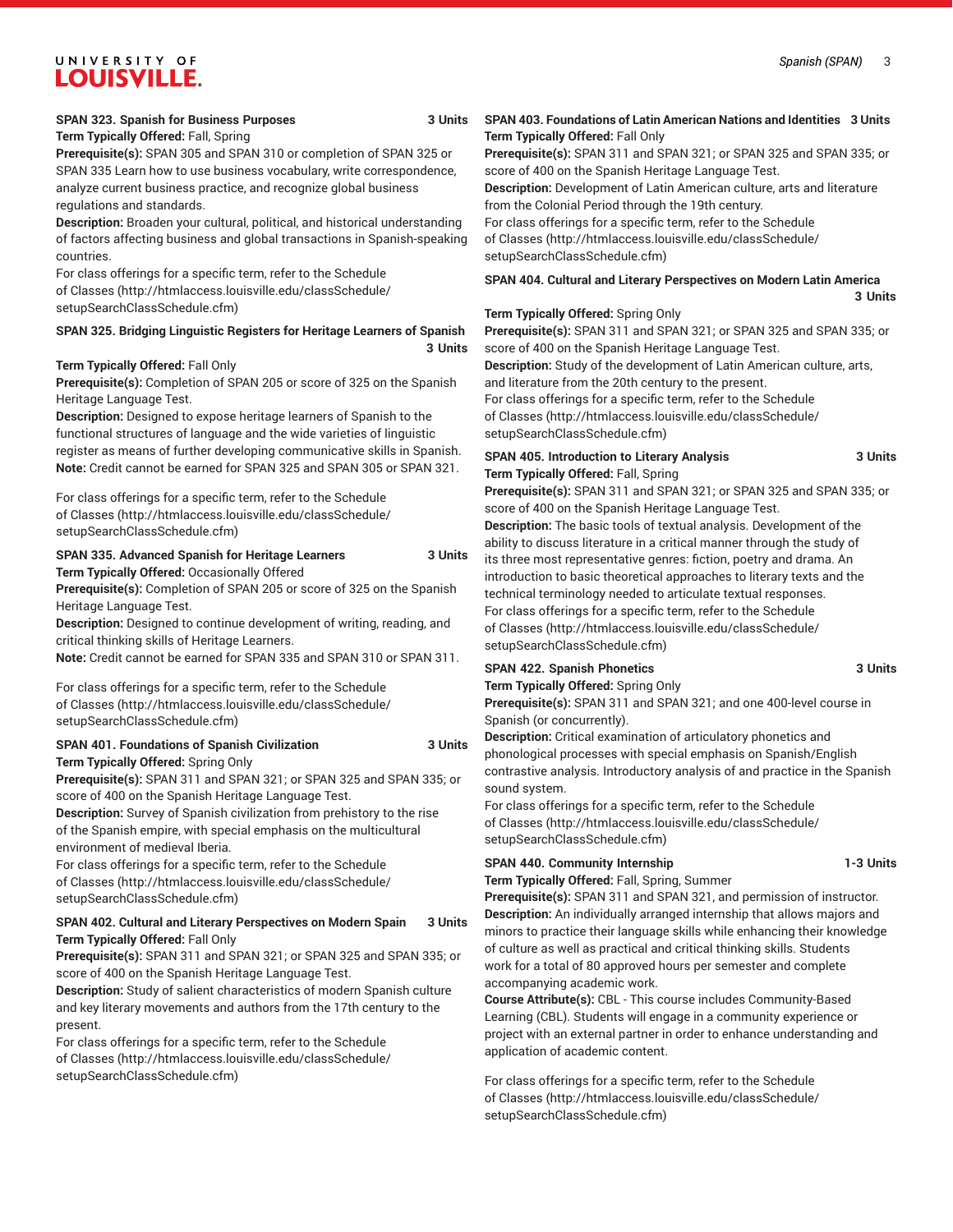**SPAN 323. Spanish for Business Purposes** **3 Units**

**Term Typically Offered:** Fall, Spring

**Prerequisite(s):** SPAN 305 and SPAN 310 or completion of SPAN 325 or SPAN 335 Learn how to use business vocabulary, write correspondence, analyze current business practice, and recognize global business regulations and standards.

**Description:** Broaden your cultural, political, and historical understanding of factors affecting business and global transactions in Spanish-speaking countries.

For class offerings for a specific term, refer to the Schedule of Classes (http://htmlaccess.louisville.edu/classSchedule/setupSearchClassSchedule.cfm)

**SPAN 325. Bridging Linguistic Registers for Heritage Learners of Spanish** **3 Units**

**Term Typically Offered:** Fall Only

**Prerequisite(s):** Completion of SPAN 205 or score of 325 on the Spanish Heritage Language Test.

**Description:** Designed to expose heritage learners of Spanish to the functional structures of language and the wide varieties of linguistic register as means of further developing communicative skills in Spanish.

**Note:** Credit cannot be earned for SPAN 325 and SPAN 305 or SPAN 321.

For class offerings for a specific term, refer to the Schedule of Classes (http://htmlaccess.louisville.edu/classSchedule/setupSearchClassSchedule.cfm)

**SPAN 335. Advanced Spanish for Heritage Learners** **3 Units**

**Term Typically Offered:** Occasionally Offered

**Prerequisite(s):** Completion of SPAN 205 or score of 325 on the Spanish Heritage Language Test.

**Description:** Designed to continue development of writing, reading, and critical thinking skills of Heritage Learners.

**Note:** Credit cannot be earned for SPAN 335 and SPAN 310 or SPAN 311.

For class offerings for a specific term, refer to the Schedule of Classes (http://htmlaccess.louisville.edu/classSchedule/setupSearchClassSchedule.cfm)

**SPAN 401. Foundations of Spanish Civilization** **3 Units**

**Term Typically Offered:** Spring Only

**Prerequisite(s):** SPAN 311 and SPAN 321; or SPAN 325 and SPAN 335; or score of 400 on the Spanish Heritage Language Test.

**Description:** Survey of Spanish civilization from prehistory to the rise of the Spanish empire, with special emphasis on the multicultural environment of medieval Iberia.

For class offerings for a specific term, refer to the Schedule of Classes (http://htmlaccess.louisville.edu/classSchedule/setupSearchClassSchedule.cfm)

**SPAN 402. Cultural and Literary Perspectives on Modern Spain** **3 Units**

**Term Typically Offered:** Fall Only

**Prerequisite(s):** SPAN 311 and SPAN 321; or SPAN 325 and SPAN 335; or score of 400 on the Spanish Heritage Language Test.

**Description:** Study of salient characteristics of modern Spanish culture and key literary movements and authors from the 17th century to the present.

For class offerings for a specific term, refer to the Schedule of Classes (http://htmlaccess.louisville.edu/classSchedule/setupSearchClassSchedule.cfm)

**SPAN 403. Foundations of Latin American Nations and Identities** **3 Units**

**Term Typically Offered:** Fall Only

**Prerequisite(s):** SPAN 311 and SPAN 321; or SPAN 325 and SPAN 335; or score of 400 on the Spanish Heritage Language Test.

**Description:** Development of Latin American culture, arts and literature from the Colonial Period through the 19th century.

For class offerings for a specific term, refer to the Schedule of Classes (http://htmlaccess.louisville.edu/classSchedule/setupSearchClassSchedule.cfm)

**SPAN 404. Cultural and Literary Perspectives on Modern Latin America** **3 Units**

**Term Typically Offered:** Spring Only

**Prerequisite(s):** SPAN 311 and SPAN 321; or SPAN 325 and SPAN 335; or score of 400 on the Spanish Heritage Language Test.

**Description:** Study of the development of Latin American culture, arts, and literature from the 20th century to the present.

For class offerings for a specific term, refer to the Schedule of Classes (http://htmlaccess.louisville.edu/classSchedule/setupSearchClassSchedule.cfm)

**SPAN 405. Introduction to Literary Analysis** **3 Units**

**Term Typically Offered:** Fall, Spring

**Prerequisite(s):** SPAN 311 and SPAN 321; or SPAN 325 and SPAN 335; or score of 400 on the Spanish Heritage Language Test.

**Description:** The basic tools of textual analysis. Development of the ability to discuss literature in a critical manner through the study of its three most representative genres: fiction, poetry and drama. An introduction to basic theoretical approaches to literary texts and the technical terminology needed to articulate textual responses.

For class offerings for a specific term, refer to the Schedule of Classes (http://htmlaccess.louisville.edu/classSchedule/setupSearchClassSchedule.cfm)

**SPAN 422. Spanish Phonetics** **3 Units**

**Term Typically Offered:** Spring Only

**Prerequisite(s):** SPAN 311 and SPAN 321; and one 400-level course in Spanish (or concurrently).

**Description:** Critical examination of articulatory phonetics and phonological processes with special emphasis on Spanish/English contrastive analysis. Introductory analysis of and practice in the Spanish sound system.

For class offerings for a specific term, refer to the Schedule of Classes (http://htmlaccess.louisville.edu/classSchedule/setupSearchClassSchedule.cfm)

**SPAN 440. Community Internship** **1-3 Units**

**Term Typically Offered:** Fall, Spring, Summer

**Prerequisite(s):** SPAN 311 and SPAN 321, and permission of instructor.

**Description:** An individually arranged internship that allows majors and minors to practice their language skills while enhancing their knowledge of culture as well as practical and critical thinking skills. Students work for a total of 80 approved hours per semester and complete accompanying academic work.

**Course Attribute(s):** CBL - This course includes Community-Based Learning (CBL). Students will engage in a community experience or project with an external partner in order to enhance understanding and application of academic content.

For class offerings for a specific term, refer to the Schedule of Classes (http://htmlaccess.louisville.edu/classSchedule/setupSearchClassSchedule.cfm)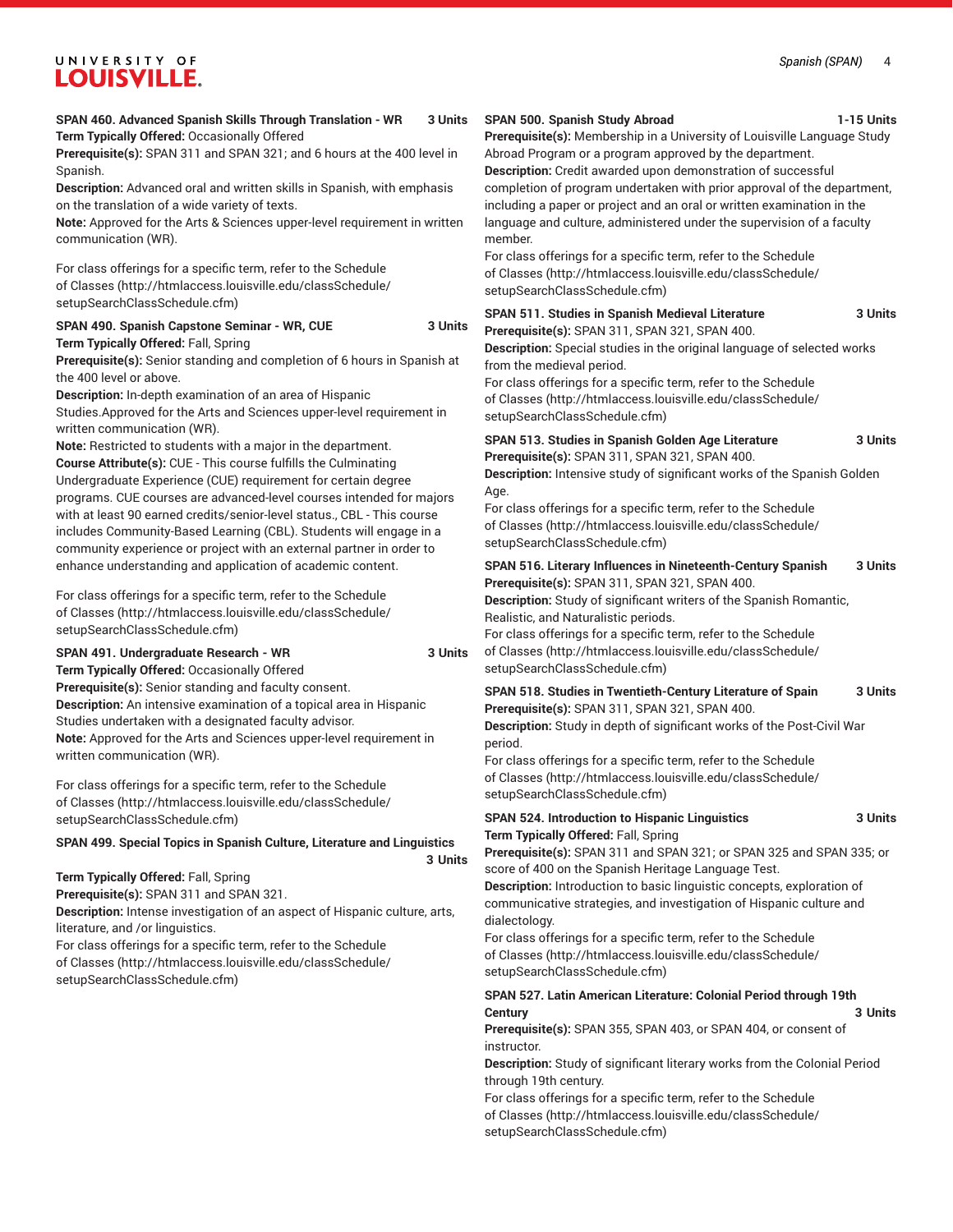**SPAN 460. Advanced Spanish Skills Through Translation - WR 3 Units**
**Term Typically Offered:** Occasionally Offered
**Prerequisite(s):** SPAN 311 and SPAN 321; and 6 hours at the 400 level in Spanish.
**Description:** Advanced oral and written skills in Spanish, with emphasis on the translation of a wide variety of texts.
**Note:** Approved for the Arts & Sciences upper-level requirement in written communication (WR).

For class offerings for a specific term, refer to the Schedule of Classes (http://htmlaccess.louisville.edu/classSchedule/setupSearchClassSchedule.cfm)

**SPAN 490. Spanish Capstone Seminar - WR, CUE 3 Units**
**Term Typically Offered:** Fall, Spring
**Prerequisite(s):** Senior standing and completion of 6 hours in Spanish at the 400 level or above.
**Description:** In-depth examination of an area of Hispanic Studies.Approved for the Arts and Sciences upper-level requirement in written communication (WR).
**Note:** Restricted to students with a major in the department.
**Course Attribute(s):** CUE - This course fulfills the Culminating Undergraduate Experience (CUE) requirement for certain degree programs. CUE courses are advanced-level courses intended for majors with at least 90 earned credits/senior-level status., CBL - This course includes Community-Based Learning (CBL). Students will engage in a community experience or project with an external partner in order to enhance understanding and application of academic content.

For class offerings for a specific term, refer to the Schedule of Classes (http://htmlaccess.louisville.edu/classSchedule/setupSearchClassSchedule.cfm)

**SPAN 491. Undergraduate Research - WR 3 Units**
**Term Typically Offered:** Occasionally Offered
**Prerequisite(s):** Senior standing and faculty consent.
**Description:** An intensive examination of a topical area in Hispanic Studies undertaken with a designated faculty advisor.
**Note:** Approved for the Arts and Sciences upper-level requirement in written communication (WR).

For class offerings for a specific term, refer to the Schedule of Classes (http://htmlaccess.louisville.edu/classSchedule/setupSearchClassSchedule.cfm)

**SPAN 499. Special Topics in Spanish Culture, Literature and Linguistics 3 Units**
**Term Typically Offered:** Fall, Spring
**Prerequisite(s):** SPAN 311 and SPAN 321.
**Description:** Intense investigation of an aspect of Hispanic culture, arts, literature, and /or linguistics.
For class offerings for a specific term, refer to the Schedule of Classes (http://htmlaccess.louisville.edu/classSchedule/setupSearchClassSchedule.cfm)

**SPAN 500. Spanish Study Abroad 1-15 Units**
**Prerequisite(s):** Membership in a University of Louisville Language Study Abroad Program or a program approved by the department.
**Description:** Credit awarded upon demonstration of successful completion of program undertaken with prior approval of the department, including a paper or project and an oral or written examination in the language and culture, administered under the supervision of a faculty member.
For class offerings for a specific term, refer to the Schedule of Classes (http://htmlaccess.louisville.edu/classSchedule/setupSearchClassSchedule.cfm)

**SPAN 511. Studies in Spanish Medieval Literature 3 Units**
**Prerequisite(s):** SPAN 311, SPAN 321, SPAN 400.
**Description:** Special studies in the original language of selected works from the medieval period.
For class offerings for a specific term, refer to the Schedule of Classes (http://htmlaccess.louisville.edu/classSchedule/setupSearchClassSchedule.cfm)

**SPAN 513. Studies in Spanish Golden Age Literature 3 Units**
**Prerequisite(s):** SPAN 311, SPAN 321, SPAN 400.
**Description:** Intensive study of significant works of the Spanish Golden Age.
For class offerings for a specific term, refer to the Schedule of Classes (http://htmlaccess.louisville.edu/classSchedule/setupSearchClassSchedule.cfm)

**SPAN 516. Literary Influences in Nineteenth-Century Spanish 3 Units**
**Prerequisite(s):** SPAN 311, SPAN 321, SPAN 400.
**Description:** Study of significant writers of the Spanish Romantic, Realistic, and Naturalistic periods.
For class offerings for a specific term, refer to the Schedule of Classes (http://htmlaccess.louisville.edu/classSchedule/setupSearchClassSchedule.cfm)

**SPAN 518. Studies in Twentieth-Century Literature of Spain 3 Units**
**Prerequisite(s):** SPAN 311, SPAN 321, SPAN 400.
**Description:** Study in depth of significant works of the Post-Civil War period.
For class offerings for a specific term, refer to the Schedule of Classes (http://htmlaccess.louisville.edu/classSchedule/setupSearchClassSchedule.cfm)

**SPAN 524. Introduction to Hispanic Linguistics 3 Units**
**Term Typically Offered:** Fall, Spring
**Prerequisite(s):** SPAN 311 and SPAN 321; or SPAN 325 and SPAN 335; or score of 400 on the Spanish Heritage Language Test.
**Description:** Introduction to basic linguistic concepts, exploration of communicative strategies, and investigation of Hispanic culture and dialectology.
For class offerings for a specific term, refer to the Schedule of Classes (http://htmlaccess.louisville.edu/classSchedule/setupSearchClassSchedule.cfm)

**SPAN 527. Latin American Literature: Colonial Period through 19th Century 3 Units**
**Prerequisite(s):** SPAN 355, SPAN 403, or SPAN 404, or consent of instructor.
**Description:** Study of significant literary works from the Colonial Period through 19th century.
For class offerings for a specific term, refer to the Schedule of Classes (http://htmlaccess.louisville.edu/classSchedule/setupSearchClassSchedule.cfm)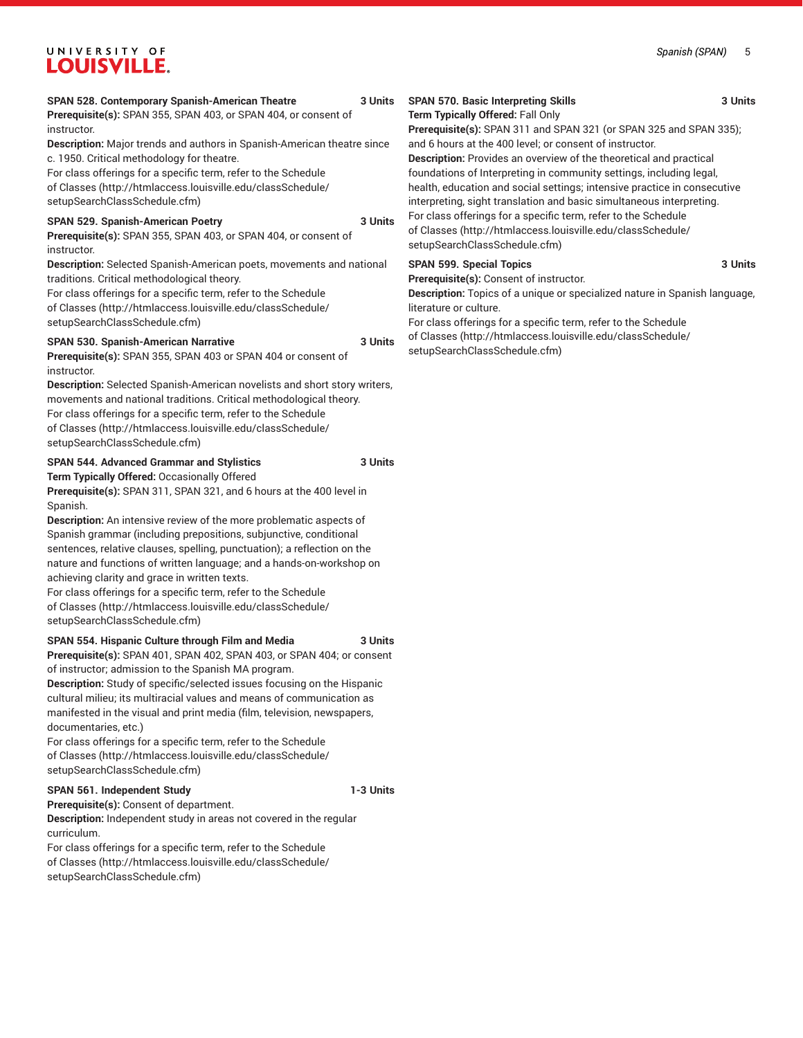**SPAN 528. Contemporary Spanish-American Theatre 3 Units**

**Prerequisite(s):** SPAN 355, SPAN 403, or SPAN 404, or consent of instructor.

**Description:** Major trends and authors in Spanish-American theatre since c. 1950. Critical methodology for theatre.

For class offerings for a specific term, refer to the Schedule of Classes (http://htmlaccess.louisville.edu/classSchedule/setupSearchClassSchedule.cfm)

**SPAN 529. Spanish-American Poetry 3 Units**

**Prerequisite(s):** SPAN 355, SPAN 403, or SPAN 404, or consent of instructor.

**Description:** Selected Spanish-American poets, movements and national traditions. Critical methodological theory.

For class offerings for a specific term, refer to the Schedule of Classes (http://htmlaccess.louisville.edu/classSchedule/setupSearchClassSchedule.cfm)

**SPAN 530. Spanish-American Narrative 3 Units**

**Prerequisite(s):** SPAN 355, SPAN 403 or SPAN 404 or consent of instructor.

**Description:** Selected Spanish-American novelists and short story writers, movements and national traditions. Critical methodological theory.

For class offerings for a specific term, refer to the Schedule of Classes (http://htmlaccess.louisville.edu/classSchedule/setupSearchClassSchedule.cfm)

**SPAN 544. Advanced Grammar and Stylistics 3 Units**

**Term Typically Offered:** Occasionally Offered

**Prerequisite(s):** SPAN 311, SPAN 321, and 6 hours at the 400 level in Spanish.

**Description:** An intensive review of the more problematic aspects of Spanish grammar (including prepositions, subjunctive, conditional sentences, relative clauses, spelling, punctuation); a reflection on the nature and functions of written language; and a hands-on-workshop on achieving clarity and grace in written texts.

For class offerings for a specific term, refer to the Schedule of Classes (http://htmlaccess.louisville.edu/classSchedule/setupSearchClassSchedule.cfm)

**SPAN 554. Hispanic Culture through Film and Media 3 Units**

**Prerequisite(s):** SPAN 401, SPAN 402, SPAN 403, or SPAN 404; or consent of instructor; admission to the Spanish MA program.

**Description:** Study of specific/selected issues focusing on the Hispanic cultural milieu; its multiracial values and means of communication as manifested in the visual and print media (film, television, newspapers, documentaries, etc.)

For class offerings for a specific term, refer to the Schedule of Classes (http://htmlaccess.louisville.edu/classSchedule/setupSearchClassSchedule.cfm)

**SPAN 561. Independent Study 1-3 Units**

**Prerequisite(s):** Consent of department.

**Description:** Independent study in areas not covered in the regular curriculum.

For class offerings for a specific term, refer to the Schedule of Classes (http://htmlaccess.louisville.edu/classSchedule/setupSearchClassSchedule.cfm)

**SPAN 570. Basic Interpreting Skills 3 Units**

**Term Typically Offered:** Fall Only

**Prerequisite(s):** SPAN 311 and SPAN 321 (or SPAN 325 and SPAN 335); and 6 hours at the 400 level; or consent of instructor.

**Description:** Provides an overview of the theoretical and practical foundations of Interpreting in community settings, including legal, health, education and social settings; intensive practice in consecutive interpreting, sight translation and basic simultaneous interpreting.

For class offerings for a specific term, refer to the Schedule of Classes (http://htmlaccess.louisville.edu/classSchedule/setupSearchClassSchedule.cfm)

**SPAN 599. Special Topics 3 Units**

**Prerequisite(s):** Consent of instructor.

**Description:** Topics of a unique or specialized nature in Spanish language, literature or culture.

For class offerings for a specific term, refer to the Schedule of Classes (http://htmlaccess.louisville.edu/classSchedule/setupSearchClassSchedule.cfm)